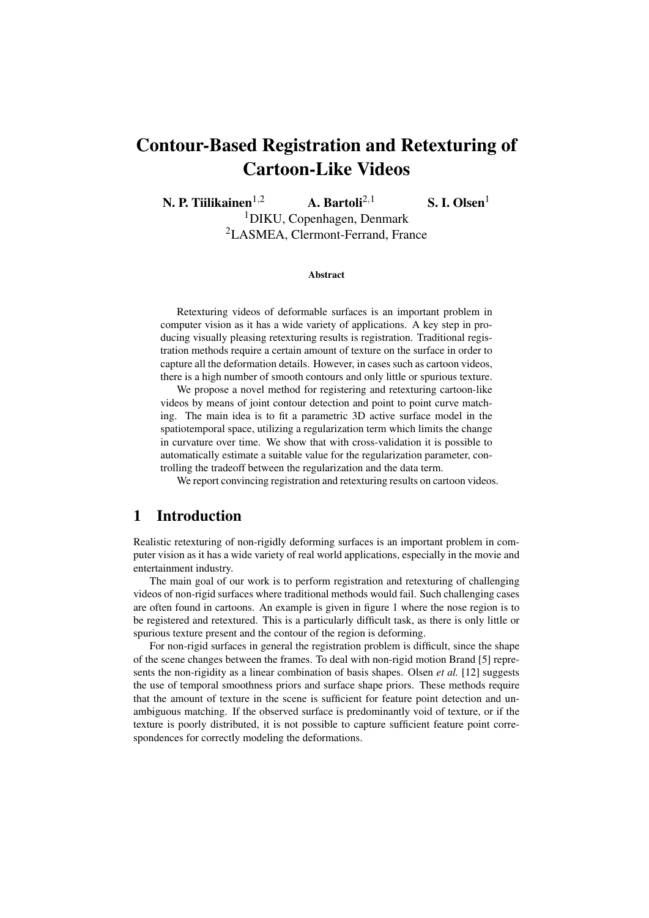# Contour-Based Registration and Retexturing of Cartoon-Like Videos

**N. P. Tiilikainen**[1,2] **A. Bartoli**[2,1] **S. I. Olsen**[1]

[1]DIKU, Copenhagen, Denmark
[2]LASMEA, Clermont-Ferrand, France

### Abstract

Retexturing videos of deformable surfaces is an important problem in computer vision as it has a wide variety of applications. A key step in producing visually pleasing retexturing results is registration. Traditional registration methods require a certain amount of texture on the surface in order to capture all the deformation details. However, in cases such as cartoon videos, there is a high number of smooth contours and only little or spurious texture.

We propose a novel method for registering and retexturing cartoon-like videos by means of joint contour detection and point to point curve matching. The main idea is to fit a parametric 3D active surface model in the spatiotemporal space, utilizing a regularization term which limits the change in curvature over time. We show that with cross-validation it is possible to automatically estimate a suitable value for the regularization parameter, controlling the tradeoff between the regularization and the data term.

We report convincing registration and retexturing results on cartoon videos.

## 1 Introduction

Realistic retexturing of non-rigidly deforming surfaces is an important problem in computer vision as it has a wide variety of real world applications, especially in the movie and entertainment industry.

The main goal of our work is to perform registration and retexturing of challenging videos of non-rigid surfaces where traditional methods would fail. Such challenging cases are often found in cartoons. An example is given in figure 1 where the nose region is to be registered and retextured. This is a particularly difficult task, as there is only little or spurious texture present and the contour of the region is deforming.

For non-rigid surfaces in general the registration problem is difficult, since the shape of the scene changes between the frames. To deal with non-rigid motion Brand [5] represents the non-rigidity as a linear combination of basis shapes. Olsen *et al.* [12] suggests the use of temporal smoothness priors and surface shape priors. These methods require that the amount of texture in the scene is sufficient for feature point detection and unambiguous matching. If the observed surface is predominantly void of texture, or if the texture is poorly distributed, it is not possible to capture sufficient feature point correspondences for correctly modeling the deformations.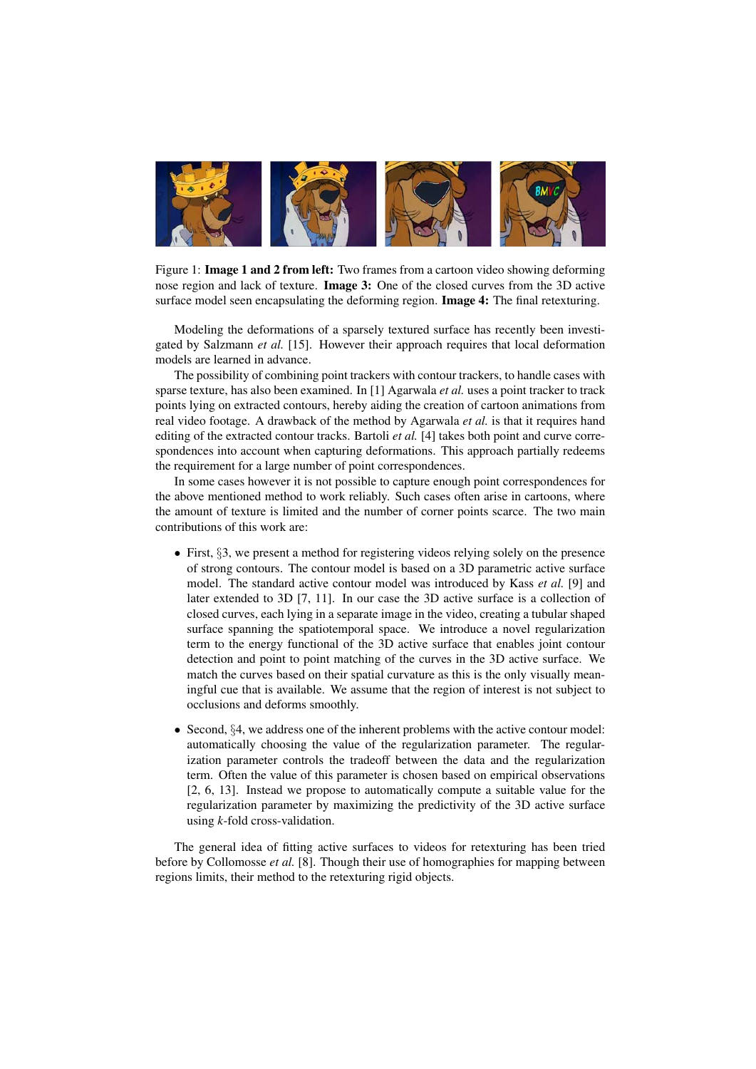Figure 1: **Image 1 and 2 from left:** Two frames from a cartoon video showing deforming nose region and lack of texture. **Image 3:** One of the closed curves from the 3D active surface model seen encapsulating the deforming region. **Image 4:** The final retexturing.

Modeling the deformations of a sparsely textured surface has recently been investigated by Salzmann *et al.* [15]. However their approach requires that local deformation models are learned in advance.

The possibility of combining point trackers with contour trackers, to handle cases with sparse texture, has also been examined. In [1] Agarwala *et al.* uses a point tracker to track points lying on extracted contours, hereby aiding the creation of cartoon animations from real video footage. A drawback of the method by Agarwala *et al.* is that it requires hand editing of the extracted contour tracks. Bartoli *et al.* [4] takes both point and curve correspondences into account when capturing deformations. This approach partially redeems the requirement for a large number of point correspondences.

In some cases however it is not possible to capture enough point correspondences for the above mentioned method to work reliably. Such cases often arise in cartoons, where the amount of texture is limited and the number of corner points scarce. The two main contributions of this work are:

- First, §3, we present a method for registering videos relying solely on the presence of strong contours. The contour model is based on a 3D parametric active surface model. The standard active contour model was introduced by Kass *et al.* [9] and later extended to 3D [7, 11]. In our case the 3D active surface is a collection of closed curves, each lying in a separate image in the video, creating a tubular shaped surface spanning the spatiotemporal space. We introduce a novel regularization term to the energy functional of the 3D active surface that enables joint contour detection and point to point matching of the curves in the 3D active surface. We match the curves based on their spatial curvature as this is the only visually meaningful cue that is available. We assume that the region of interest is not subject to occlusions and deforms smoothly.
- Second, §4, we address one of the inherent problems with the active contour model: automatically choosing the value of the regularization parameter. The regularization parameter controls the tradeoff between the data and the regularization term. Often the value of this parameter is chosen based on empirical observations [2, 6, 13]. Instead we propose to automatically compute a suitable value for the regularization parameter by maximizing the predictivity of the 3D active surface using *k*-fold cross-validation.

The general idea of fitting active surfaces to videos for retexturing has been tried before by Collomosse *et al.* [8]. Though their use of homographies for mapping between regions limits, their method to the retexturing rigid objects.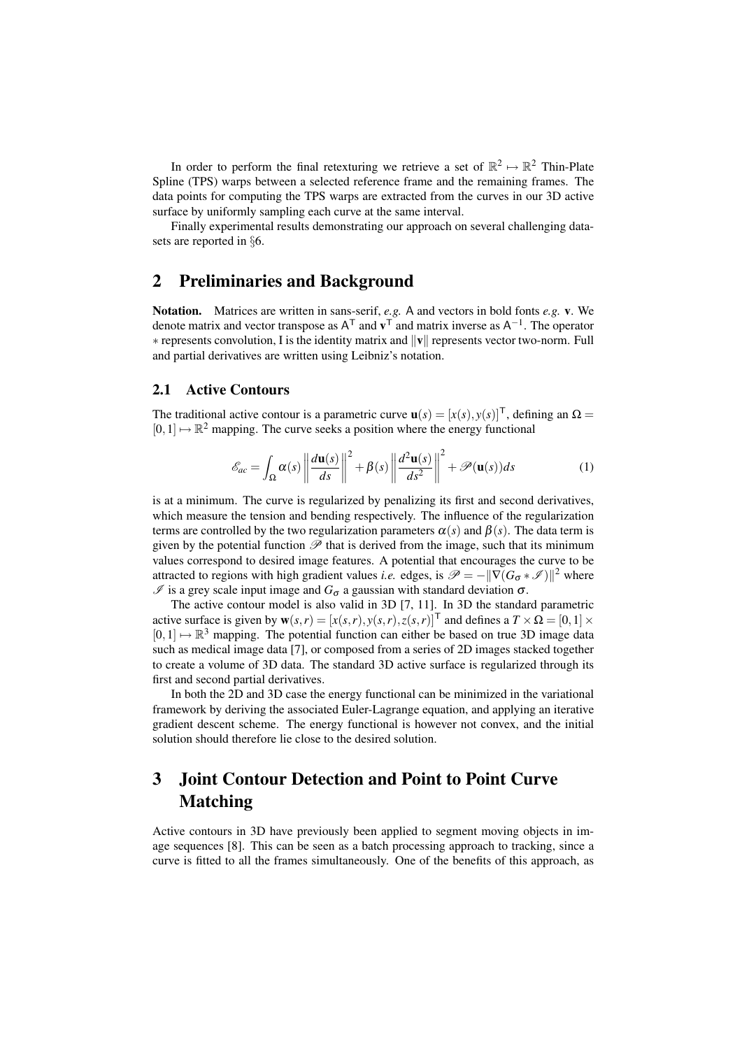In order to perform the final retexturing we retrieve a set of $\mathbb{R}^2 \mapsto \mathbb{R}^2$ Thin-Plate Spline (TPS) warps between a selected reference frame and the remaining frames. The data points for computing the TPS warps are extracted from the curves in our 3D active surface by uniformly sampling each curve at the same interval.

Finally experimental results demonstrating our approach on several challenging datasets are reported in §6.

## 2 Preliminaries and Background

**Notation.** Matrices are written in sans-serif, *e.g.* $\mathsf{A}$ and vectors in bold fonts *e.g.* $\mathbf{v}$. We denote matrix and vector transpose as $\mathsf{A}^\mathsf{T}$ and $\mathbf{v}^\mathsf{T}$ and matrix inverse as $\mathsf{A}^{-1}$. The operator $*$ represents convolution, I is the identity matrix and $\|\mathbf{v}\|$ represents vector two-norm. Full and partial derivatives are written using Leibniz's notation.

### 2.1 Active Contours

The traditional active contour is a parametric curve $\mathbf{u}(s) = [x(s), y(s)]^\mathsf{T}$, defining an $\Omega = [0,1] \mapsto \mathbb{R}^2$ mapping. The curve seeks a position where the energy functional

$$\mathscr{E}_{ac} = \int_\Omega \alpha(s) \left\| \frac{d\mathbf{u}(s)}{ds} \right\|^2 + \beta(s) \left\| \frac{d^2\mathbf{u}(s)}{ds^2} \right\|^2 + \mathscr{P}(\mathbf{u}(s)) ds \tag{1}$$

is at a minimum. The curve is regularized by penalizing its first and second derivatives, which measure the tension and bending respectively. The influence of the regularization terms are controlled by the two regularization parameters $\alpha(s)$ and $\beta(s)$. The data term is given by the potential function $\mathscr{P}$ that is derived from the image, such that its minimum values correspond to desired image features. A potential that encourages the curve to be attracted to regions with high gradient values *i.e.* edges, is $\mathscr{P} = -\|\nabla(G_\sigma * \mathscr{I})\|^2$ where $\mathscr{I}$ is a grey scale input image and $G_\sigma$ a gaussian with standard deviation $\sigma$.

The active contour model is also valid in 3D [7, 11]. In 3D the standard parametric active surface is given by $\mathbf{w}(s,r) = [x(s,r), y(s,r), z(s,r)]^\mathsf{T}$ and defines a $T \times \Omega = [0,1] \times [0,1] \mapsto \mathbb{R}^3$ mapping. The potential function can either be based on true 3D image data such as medical image data [7], or composed from a series of 2D images stacked together to create a volume of 3D data. The standard 3D active surface is regularized through its first and second partial derivatives.

In both the 2D and 3D case the energy functional can be minimized in the variational framework by deriving the associated Euler-Lagrange equation, and applying an iterative gradient descent scheme. The energy functional is however not convex, and the initial solution should therefore lie close to the desired solution.

## 3 Joint Contour Detection and Point to Point Curve Matching

Active contours in 3D have previously been applied to segment moving objects in image sequences [8]. This can be seen as a batch processing approach to tracking, since a curve is fitted to all the frames simultaneously. One of the benefits of this approach, as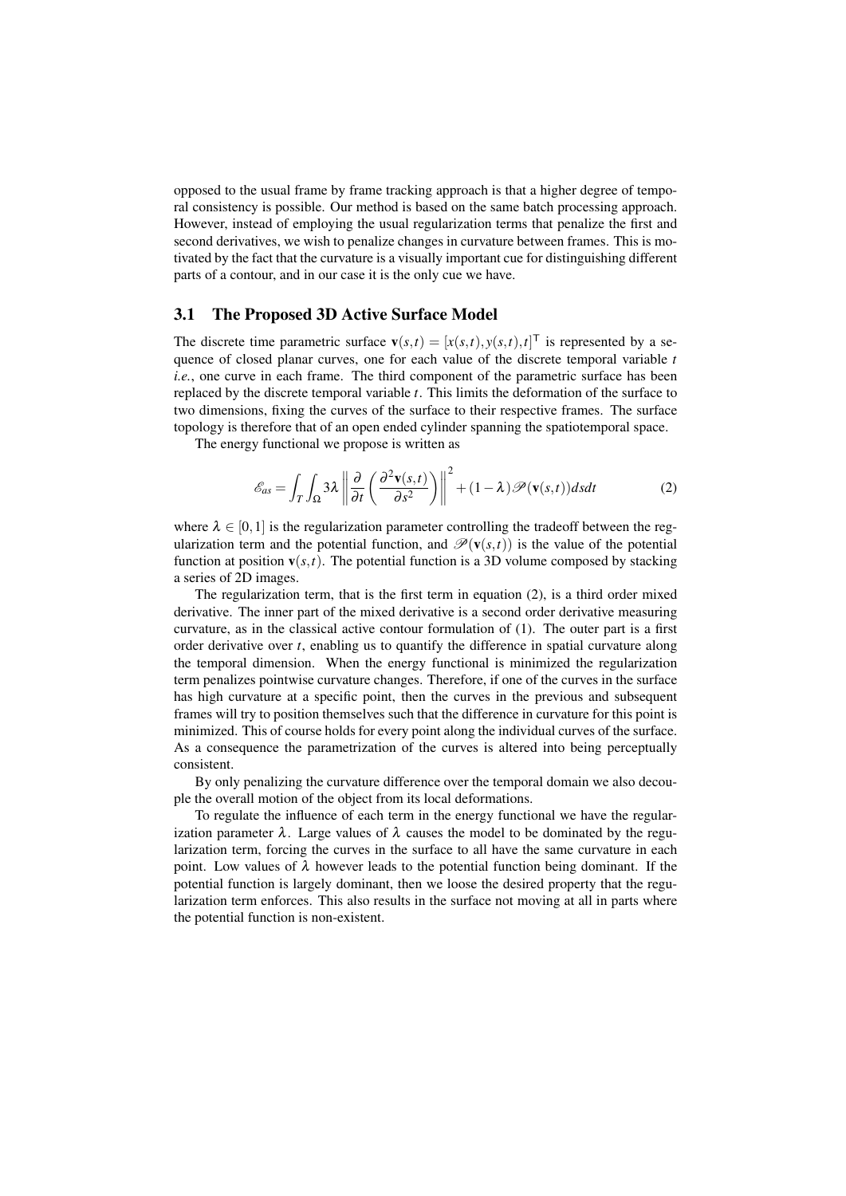opposed to the usual frame by frame tracking approach is that a higher degree of temporal consistency is possible. Our method is based on the same batch processing approach. However, instead of employing the usual regularization terms that penalize the first and second derivatives, we wish to penalize changes in curvature between frames. This is motivated by the fact that the curvature is a visually important cue for distinguishing different parts of a contour, and in our case it is the only cue we have.

### 3.1 The Proposed 3D Active Surface Model

The discrete time parametric surface $\mathbf{v}(s,t) = [x(s,t), y(s,t), t]^\mathsf{T}$ is represented by a sequence of closed planar curves, one for each value of the discrete temporal variable $t$ *i.e.*, one curve in each frame. The third component of the parametric surface has been replaced by the discrete temporal variable $t$. This limits the deformation of the surface to two dimensions, fixing the curves of the surface to their respective frames. The surface topology is therefore that of an open ended cylinder spanning the spatiotemporal space.

The energy functional we propose is written as

$$\mathscr{E}_{as} = \int_T \int_\Omega 3\lambda \left\| \frac{\partial}{\partial t} \left( \frac{\partial^2 \mathbf{v}(s,t)}{\partial s^2} \right) \right\|^2 + (1-\lambda)\mathscr{P}(\mathbf{v}(s,t))dsdt \tag{2}$$

where $\lambda \in [0,1]$ is the regularization parameter controlling the tradeoff between the regularization term and the potential function, and $\mathscr{P}(\mathbf{v}(s,t))$ is the value of the potential function at position $\mathbf{v}(s,t)$. The potential function is a 3D volume composed by stacking a series of 2D images.

The regularization term, that is the first term in equation (2), is a third order mixed derivative. The inner part of the mixed derivative is a second order derivative measuring curvature, as in the classical active contour formulation of (1). The outer part is a first order derivative over $t$, enabling us to quantify the difference in spatial curvature along the temporal dimension. When the energy functional is minimized the regularization term penalizes pointwise curvature changes. Therefore, if one of the curves in the surface has high curvature at a specific point, then the curves in the previous and subsequent frames will try to position themselves such that the difference in curvature for this point is minimized. This of course holds for every point along the individual curves of the surface. As a consequence the parametrization of the curves is altered into being perceptually consistent.

By only penalizing the curvature difference over the temporal domain we also decouple the overall motion of the object from its local deformations.

To regulate the influence of each term in the energy functional we have the regularization parameter $\lambda$. Large values of $\lambda$ causes the model to be dominated by the regularization term, forcing the curves in the surface to all have the same curvature in each point. Low values of $\lambda$ however leads to the potential function being dominant. If the potential function is largely dominant, then we loose the desired property that the regularization term enforces. This also results in the surface not moving at all in parts where the potential function is non-existent.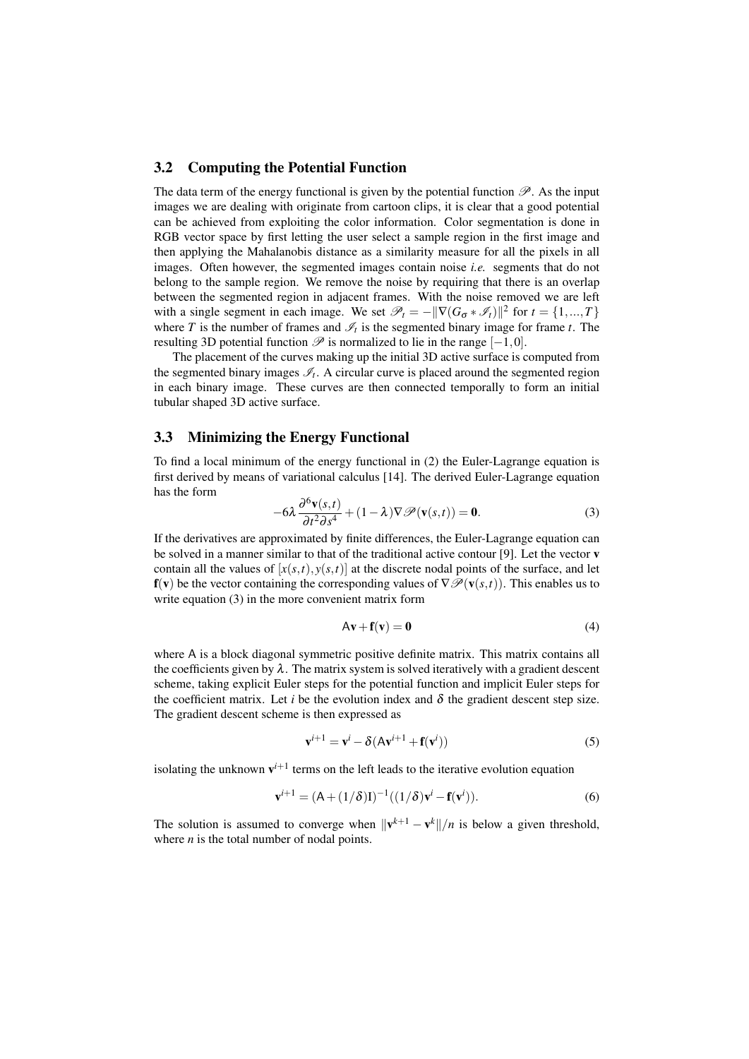### 3.2 Computing the Potential Function

The data term of the energy functional is given by the potential function $\mathscr{P}$. As the input images we are dealing with originate from cartoon clips, it is clear that a good potential can be achieved from exploiting the color information. Color segmentation is done in RGB vector space by first letting the user select a sample region in the first image and then applying the Mahalanobis distance as a similarity measure for all the pixels in all images. Often however, the segmented images contain noise *i.e.* segments that do not belong to the sample region. We remove the noise by requiring that there is an overlap between the segmented region in adjacent frames. With the noise removed we are left with a single segment in each image. We set $\mathscr{P}_t = -\|\nabla(G_\sigma * \mathscr{I}_t)\|^2$ for $t = \{1,...,T\}$ where $T$ is the number of frames and $\mathscr{I}_t$ is the segmented binary image for frame $t$. The resulting 3D potential function $\mathscr{P}$ is normalized to lie in the range $[-1,0]$.

The placement of the curves making up the initial 3D active surface is computed from the segmented binary images $\mathscr{I}_t$. A circular curve is placed around the segmented region in each binary image. These curves are then connected temporally to form an initial tubular shaped 3D active surface.

### 3.3 Minimizing the Energy Functional

To find a local minimum of the energy functional in (2) the Euler-Lagrange equation is first derived by means of variational calculus [14]. The derived Euler-Lagrange equation has the form

$$-6\lambda \frac{\partial^6 \mathbf{v}(s,t)}{\partial t^2 \partial s^4} + (1-\lambda)\nabla\mathscr{P}(\mathbf{v}(s,t)) = \mathbf{0}. \tag{3}$$

If the derivatives are approximated by finite differences, the Euler-Lagrange equation can be solved in a manner similar to that of the traditional active contour [9]. Let the vector $\mathbf{v}$ contain all the values of $[x(s,t), y(s,t)]$ at the discrete nodal points of the surface, and let $\mathbf{f}(\mathbf{v})$ be the vector containing the corresponding values of $\nabla\mathscr{P}(\mathbf{v}(s,t))$. This enables us to write equation (3) in the more convenient matrix form

$$\mathsf{A}\mathbf{v} + \mathbf{f}(\mathbf{v}) = \mathbf{0} \tag{4}$$

where $\mathsf{A}$ is a block diagonal symmetric positive definite matrix. This matrix contains all the coefficients given by $\lambda$. The matrix system is solved iteratively with a gradient descent scheme, taking explicit Euler steps for the potential function and implicit Euler steps for the coefficient matrix. Let $i$ be the evolution index and $\delta$ the gradient descent step size. The gradient descent scheme is then expressed as

$$\mathbf{v}^{i+1} = \mathbf{v}^i - \delta(\mathsf{A}\mathbf{v}^{i+1} + \mathbf{f}(\mathbf{v}^i)) \tag{5}$$

isolating the unknown $\mathbf{v}^{i+1}$ terms on the left leads to the iterative evolution equation

$$\mathbf{v}^{i+1} = (\mathsf{A} + (1/\delta)\mathrm{I})^{-1}((1/\delta)\mathbf{v}^i - \mathbf{f}(\mathbf{v}^i)). \tag{6}$$

The solution is assumed to converge when $\|\mathbf{v}^{k+1} - \mathbf{v}^k\|/n$ is below a given threshold, where $n$ is the total number of nodal points.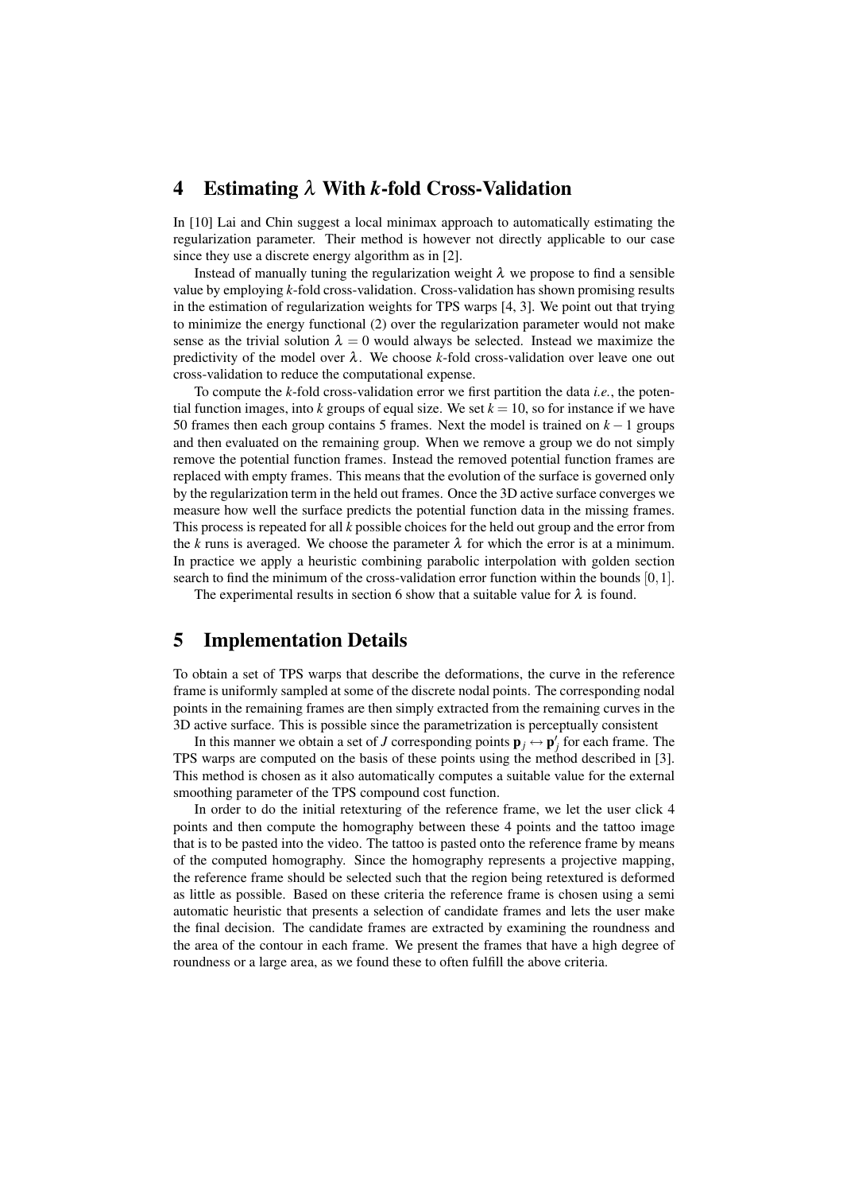## 4 Estimating $\lambda$ With $k$-fold Cross-Validation

In [10] Lai and Chin suggest a local minimax approach to automatically estimating the regularization parameter. Their method is however not directly applicable to our case since they use a discrete energy algorithm as in [2].

Instead of manually tuning the regularization weight $\lambda$ we propose to find a sensible value by employing $k$-fold cross-validation. Cross-validation has shown promising results in the estimation of regularization weights for TPS warps [4, 3]. We point out that trying to minimize the energy functional (2) over the regularization parameter would not make sense as the trivial solution $\lambda = 0$ would always be selected. Instead we maximize the predictivity of the model over $\lambda$. We choose $k$-fold cross-validation over leave one out cross-validation to reduce the computational expense.

To compute the $k$-fold cross-validation error we first partition the data *i.e.*, the potential function images, into $k$ groups of equal size. We set $k = 10$, so for instance if we have 50 frames then each group contains 5 frames. Next the model is trained on $k - 1$ groups and then evaluated on the remaining group. When we remove a group we do not simply remove the potential function frames. Instead the removed potential function frames are replaced with empty frames. This means that the evolution of the surface is governed only by the regularization term in the held out frames. Once the 3D active surface converges we measure how well the surface predicts the potential function data in the missing frames. This process is repeated for all $k$ possible choices for the held out group and the error from the $k$ runs is averaged. We choose the parameter $\lambda$ for which the error is at a minimum. In practice we apply a heuristic combining parabolic interpolation with golden section search to find the minimum of the cross-validation error function within the bounds $[0, 1]$.

The experimental results in section 6 show that a suitable value for $\lambda$ is found.

## 5 Implementation Details

To obtain a set of TPS warps that describe the deformations, the curve in the reference frame is uniformly sampled at some of the discrete nodal points. The corresponding nodal points in the remaining frames are then simply extracted from the remaining curves in the 3D active surface. This is possible since the parametrization is perceptually consistent

In this manner we obtain a set of $J$ corresponding points $\mathbf{p}_j \leftrightarrow \mathbf{p}'_j$ for each frame. The TPS warps are computed on the basis of these points using the method described in [3]. This method is chosen as it also automatically computes a suitable value for the external smoothing parameter of the TPS compound cost function.

In order to do the initial retexturing of the reference frame, we let the user click 4 points and then compute the homography between these 4 points and the tattoo image that is to be pasted into the video. The tattoo is pasted onto the reference frame by means of the computed homography. Since the homography represents a projective mapping, the reference frame should be selected such that the region being retextured is deformed as little as possible. Based on these criteria the reference frame is chosen using a semi automatic heuristic that presents a selection of candidate frames and lets the user make the final decision. The candidate frames are extracted by examining the roundness and the area of the contour in each frame. We present the frames that have a high degree of roundness or a large area, as we found these to often fulfill the above criteria.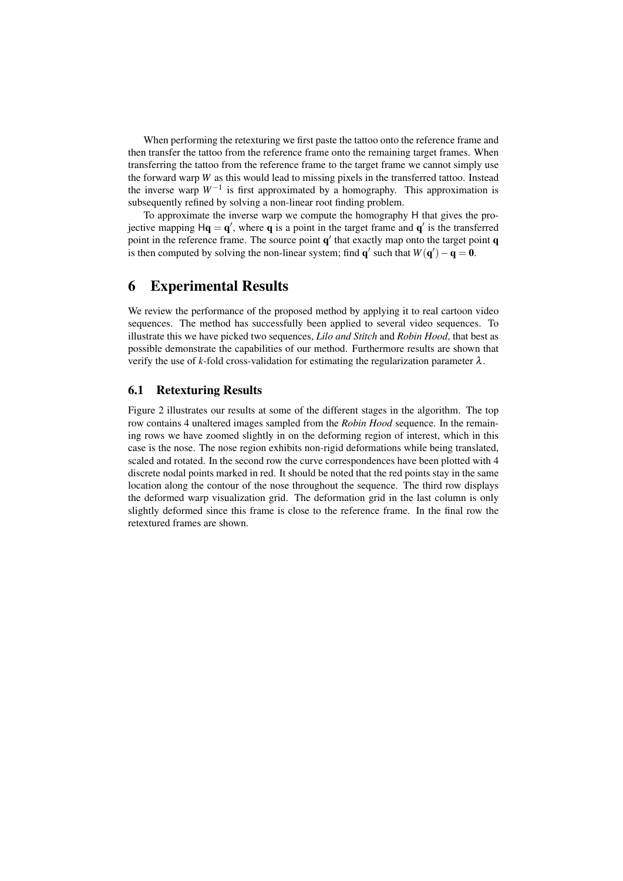When performing the retexturing we first paste the tattoo onto the reference frame and then transfer the tattoo from the reference frame onto the remaining target frames. When transferring the tattoo from the reference frame to the target frame we cannot simply use the forward warp $W$ as this would lead to missing pixels in the transferred tattoo. Instead the inverse warp $W^{-1}$ is first approximated by a homography. This approximation is subsequently refined by solving a non-linear root finding problem.

To approximate the inverse warp we compute the homography $\mathsf{H}$ that gives the projective mapping $\mathsf{H}\mathbf{q} = \mathbf{q}'$, where $\mathbf{q}$ is a point in the target frame and $\mathbf{q}'$ is the transferred point in the reference frame. The source point $\mathbf{q}'$ that exactly map onto the target point $\mathbf{q}$ is then computed by solving the non-linear system; find $\mathbf{q}'$ such that $W(\mathbf{q}') - \mathbf{q} = \mathbf{0}$.

# 6 Experimental Results

We review the performance of the proposed method by applying it to real cartoon video sequences. The method has successfully been applied to several video sequences. To illustrate this we have picked two sequences, *Lilo and Stitch* and *Robin Hood*, that best as possible demonstrate the capabilities of our method. Furthermore results are shown that verify the use of $k$-fold cross-validation for estimating the regularization parameter $\lambda$.

## 6.1 Retexturing Results

Figure 2 illustrates our results at some of the different stages in the algorithm. The top row contains 4 unaltered images sampled from the *Robin Hood* sequence. In the remaining rows we have zoomed slightly in on the deforming region of interest, which in this case is the nose. The nose region exhibits non-rigid deformations while being translated, scaled and rotated. In the second row the curve correspondences have been plotted with 4 discrete nodal points marked in red. It should be noted that the red points stay in the same location along the contour of the nose throughout the sequence. The third row displays the deformed warp visualization grid. The deformation grid in the last column is only slightly deformed since this frame is close to the reference frame. In the final row the retextured frames are shown.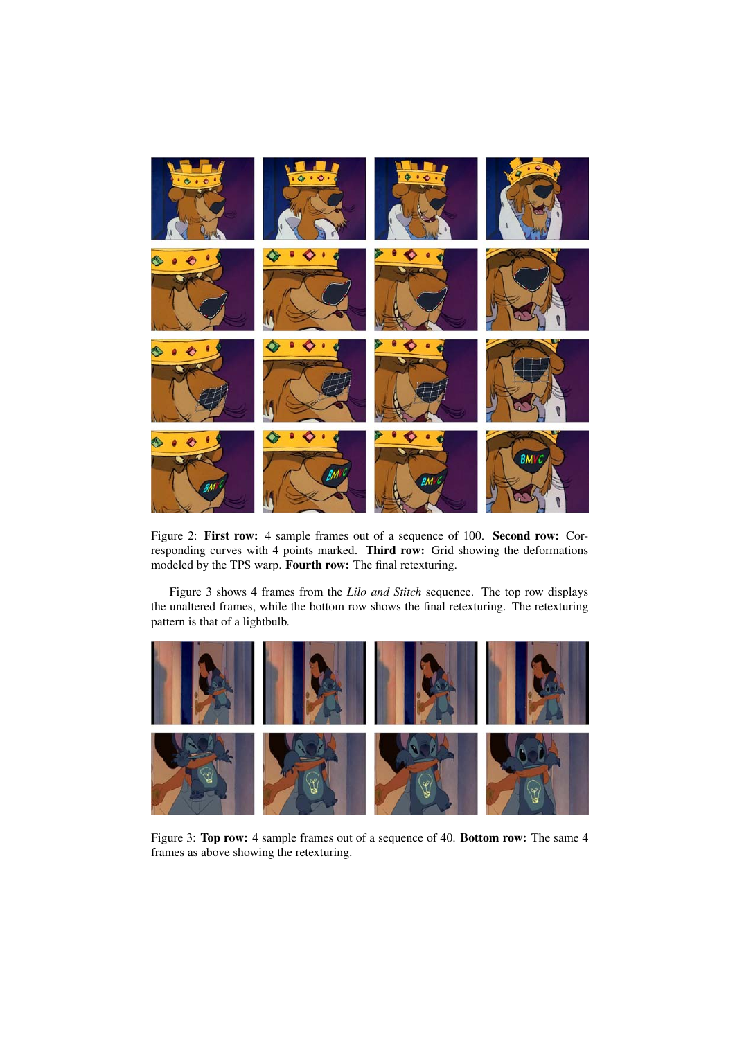Figure 2: **First row:** 4 sample frames out of a sequence of 100. **Second row:** Corresponding curves with 4 points marked. **Third row:** Grid showing the deformations modeled by the TPS warp. **Fourth row:** The final retexturing.

Figure 3 shows 4 frames from the *Lilo and Stitch* sequence. The top row displays the unaltered frames, while the bottom row shows the final retexturing. The retexturing pattern is that of a lightbulb.

Figure 3: **Top row:** 4 sample frames out of a sequence of 40. **Bottom row:** The same 4 frames as above showing the retexturing.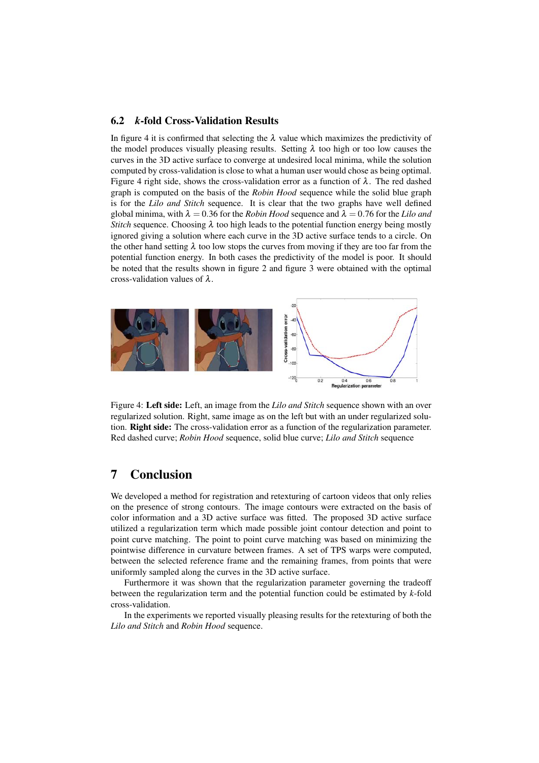### 6.2 *k*-fold Cross-Validation Results

In figure 4 it is confirmed that selecting the $\lambda$ value which maximizes the predictivity of the model produces visually pleasing results. Setting $\lambda$ too high or too low causes the curves in the 3D active surface to converge at undesired local minima, while the solution computed by cross-validation is close to what a human user would chose as being optimal. Figure 4 right side, shows the cross-validation error as a function of $\lambda$. The red dashed graph is computed on the basis of the *Robin Hood* sequence while the solid blue graph is for the *Lilo and Stitch* sequence. It is clear that the two graphs have well defined global minima, with $\lambda = 0.36$ for the *Robin Hood* sequence and $\lambda = 0.76$ for the *Lilo and Stitch* sequence. Choosing $\lambda$ too high leads to the potential function energy being mostly ignored giving a solution where each curve in the 3D active surface tends to a circle. On the other hand setting $\lambda$ too low stops the curves from moving if they are too far from the potential function energy. In both cases the predictivity of the model is poor. It should be noted that the results shown in figure 2 and figure 3 were obtained with the optimal cross-validation values of $\lambda$.

Figure 4: **Left side:** Left, an image from the *Lilo and Stitch* sequence shown with an over regularized solution. Right, same image as on the left but with an under regularized solution. **Right side:** The cross-validation error as a function of the regularization parameter. Red dashed curve; *Robin Hood* sequence, solid blue curve; *Lilo and Stitch* sequence

# 7 Conclusion

We developed a method for registration and retexturing of cartoon videos that only relies on the presence of strong contours. The image contours were extracted on the basis of color information and a 3D active surface was fitted. The proposed 3D active surface utilized a regularization term which made possible joint contour detection and point to point curve matching. The point to point curve matching was based on minimizing the pointwise difference in curvature between frames. A set of TPS warps were computed, between the selected reference frame and the remaining frames, from points that were uniformly sampled along the curves in the 3D active surface.

Furthermore it was shown that the regularization parameter governing the tradeoff between the regularization term and the potential function could be estimated by *k*-fold cross-validation.

In the experiments we reported visually pleasing results for the retexturing of both the *Lilo and Stitch* and *Robin Hood* sequence.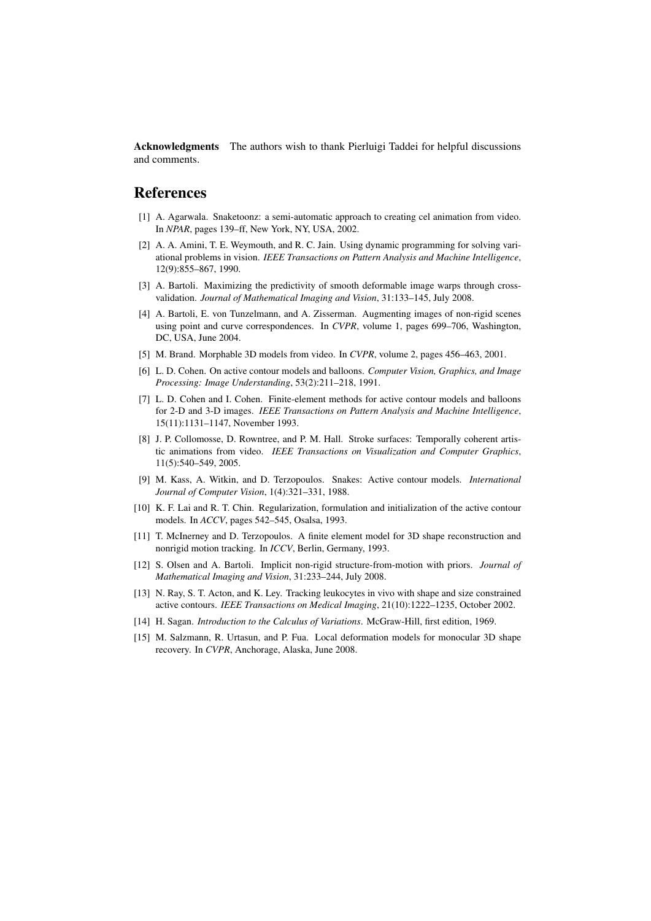**Acknowledgments** The authors wish to thank Pierluigi Taddei for helpful discussions and comments.

## References

[1] A. Agarwala. Snaketoonz: a semi-automatic approach to creating cel animation from video. In *NPAR*, pages 139–ff, New York, NY, USA, 2002.

[2] A. A. Amini, T. E. Weymouth, and R. C. Jain. Using dynamic programming for solving variational problems in vision. *IEEE Transactions on Pattern Analysis and Machine Intelligence*, 12(9):855–867, 1990.

[3] A. Bartoli. Maximizing the predictivity of smooth deformable image warps through cross-validation. *Journal of Mathematical Imaging and Vision*, 31:133–145, July 2008.

[4] A. Bartoli, E. von Tunzelmann, and A. Zisserman. Augmenting images of non-rigid scenes using point and curve correspondences. In *CVPR*, volume 1, pages 699–706, Washington, DC, USA, June 2004.

[5] M. Brand. Morphable 3D models from video. In *CVPR*, volume 2, pages 456–463, 2001.

[6] L. D. Cohen. On active contour models and balloons. *Computer Vision, Graphics, and Image Processing: Image Understanding*, 53(2):211–218, 1991.

[7] L. D. Cohen and I. Cohen. Finite-element methods for active contour models and balloons for 2-D and 3-D images. *IEEE Transactions on Pattern Analysis and Machine Intelligence*, 15(11):1131–1147, November 1993.

[8] J. P. Collomosse, D. Rowntree, and P. M. Hall. Stroke surfaces: Temporally coherent artistic animations from video. *IEEE Transactions on Visualization and Computer Graphics*, 11(5):540–549, 2005.

[9] M. Kass, A. Witkin, and D. Terzopoulos. Snakes: Active contour models. *International Journal of Computer Vision*, 1(4):321–331, 1988.

[10] K. F. Lai and R. T. Chin. Regularization, formulation and initialization of the active contour models. In *ACCV*, pages 542–545, Osalsa, 1993.

[11] T. McInerney and D. Terzopoulos. A finite element model for 3D shape reconstruction and nonrigid motion tracking. In *ICCV*, Berlin, Germany, 1993.

[12] S. Olsen and A. Bartoli. Implicit non-rigid structure-from-motion with priors. *Journal of Mathematical Imaging and Vision*, 31:233–244, July 2008.

[13] N. Ray, S. T. Acton, and K. Ley. Tracking leukocytes in vivo with shape and size constrained active contours. *IEEE Transactions on Medical Imaging*, 21(10):1222–1235, October 2002.

[14] H. Sagan. *Introduction to the Calculus of Variations*. McGraw-Hill, first edition, 1969.

[15] M. Salzmann, R. Urtasun, and P. Fua. Local deformation models for monocular 3D shape recovery. In *CVPR*, Anchorage, Alaska, June 2008.